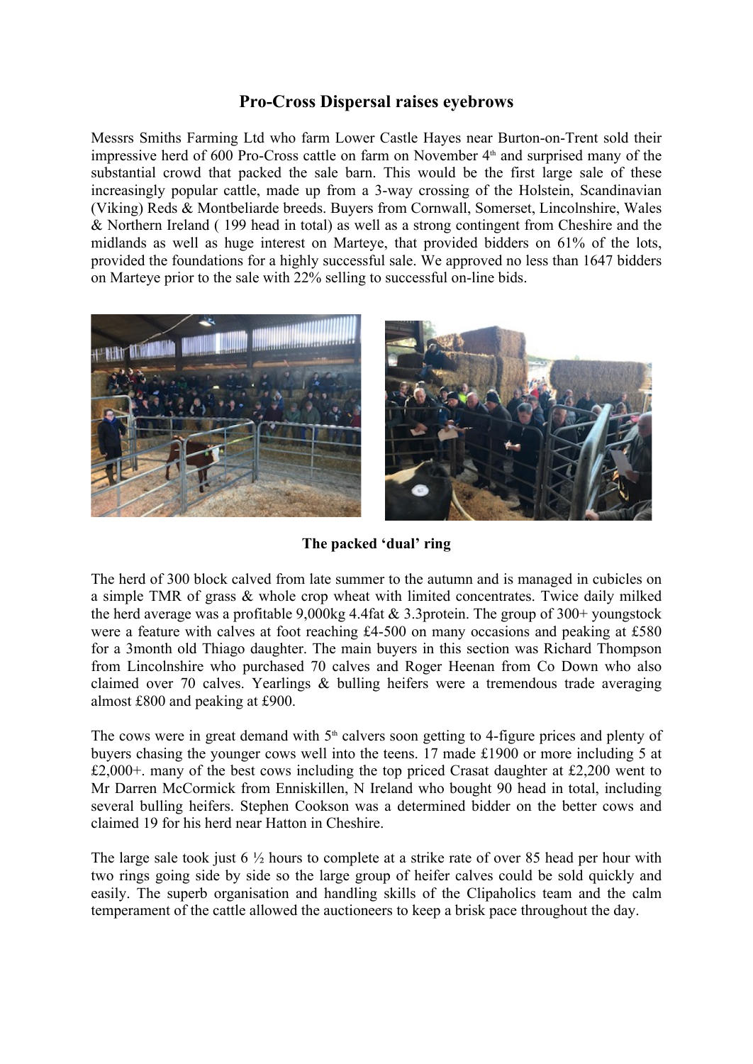# Pro-Cross Dispersal raises eyebrows

Messrs Smiths Farming Ltd who farm Lower Castle Hayes near Burton-on-Trent sold their impressive herd of 600 Pro-Cross cattle on farm on November 4th and surprised many of the substantial crowd that packed the sale barn. This would be the first large sale of these increasingly popular cattle, made up from a 3-way crossing of the Holstein, Scandinavian (Viking) Reds & Montbeliarde breeds. Buyers from Cornwall, Somerset, Lincolnshire, Wales & Northern Ireland ( 199 head in total) as well as a strong contingent from Cheshire and the midlands as well as huge interest on Marteye, that provided bidders on 61% of the lots, provided the foundations for a highly successful sale. We approved no less than 1647 bidders on Marteye prior to the sale with 22% selling to successful on-line bids.

**The packed 'dual' ring**

The herd of 300 block calved from late summer to the autumn and is managed in cubicles on a simple TMR of grass & whole crop wheat with limited concentrates. Twice daily milked the herd average was a profitable 9,000kg 4.4fat & 3.3protein. The group of 300+ youngstock were a feature with calves at foot reaching £4-500 on many occasions and peaking at £580 for a 3month old Thiago daughter. The main buyers in this section was Richard Thompson from Lincolnshire who purchased 70 calves and Roger Heenan from Co Down who also claimed over 70 calves. Yearlings & bulling heifers were a tremendous trade averaging almost £800 and peaking at £900.

The cows were in great demand with 5th calvers soon getting to 4-figure prices and plenty of buyers chasing the younger cows well into the teens. 17 made £1900 or more including 5 at £2,000+. many of the best cows including the top priced Crasat daughter at £2,200 went to Mr Darren McCormick from Enniskillen, N Ireland who bought 90 head in total, including several bulling heifers. Stephen Cookson was a determined bidder on the better cows and claimed 19 for his herd near Hatton in Cheshire.

The large sale took just 6 ½ hours to complete at a strike rate of over 85 head per hour with two rings going side by side so the large group of heifer calves could be sold quickly and easily. The superb organisation and handling skills of the Clipaholics team and the calm temperament of the cattle allowed the auctioneers to keep a brisk pace throughout the day.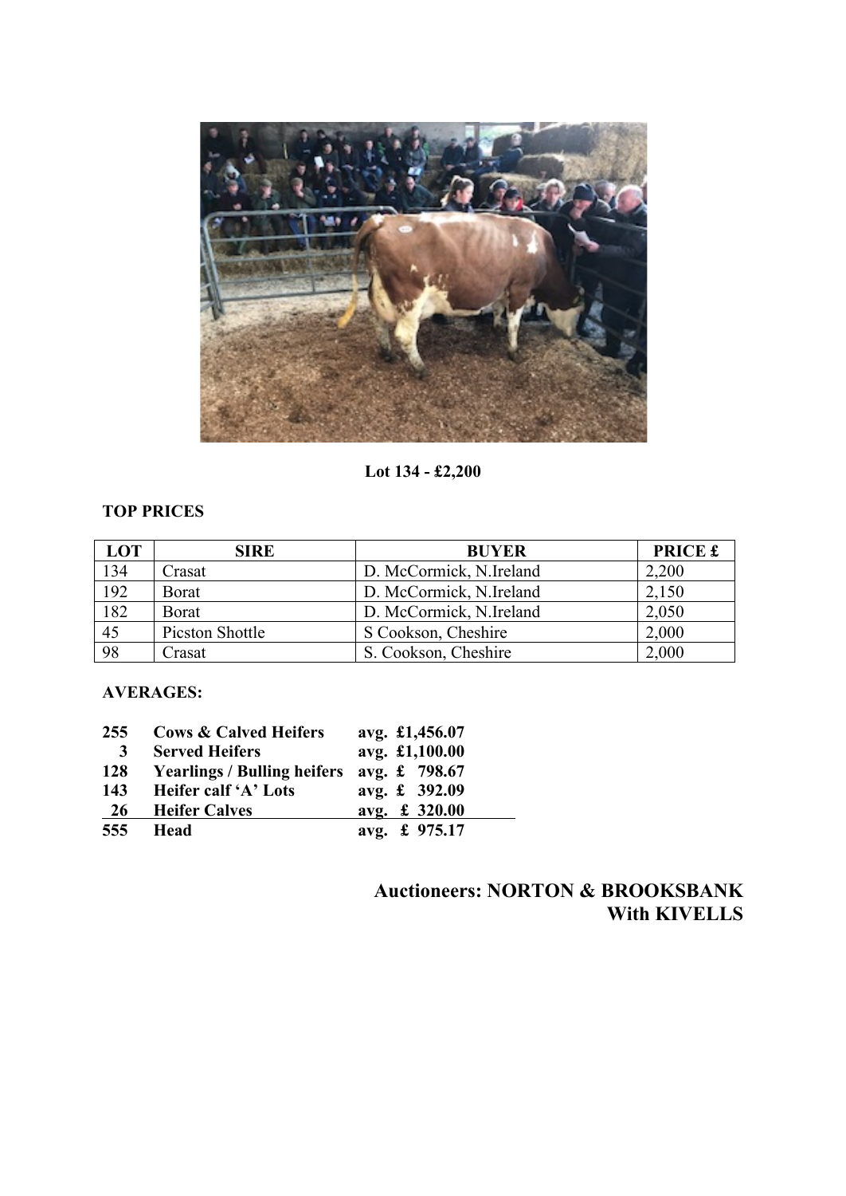**Lot 134 - £2,200**

**TOP PRICES**

| LOT | SIRE | BUYER | PRICE £ |
|---|---|---|---|
| 134 | Crasat | D. McCormick, N.Ireland | 2,200 |
| 192 | Borat | D. McCormick, N.Ireland | 2,150 |
| 182 | Borat | D. McCormick, N.Ireland | 2,050 |
| 45 | Picston Shottle | S Cookson, Cheshire | 2,000 |
| 98 | Crasat | S. Cookson, Cheshire | 2,000 |

**AVERAGES:**

| | | |
|---|---|---|
| **255** | **Cows & Calved Heifers** | **avg. £1,456.07** |
| **3** | **Served Heifers** | **avg. £1,100.00** |
| **128** | **Yearlings / Bulling heifers** | **avg. £ 798.67** |
| **143** | **Heifer calf 'A' Lots** | **avg. £ 392.09** |
| **26** | **Heifer Calves** | **avg. £ 320.00** |
| **555** | **Head** | **avg. £ 975.17** |

**Auctioneers: NORTON & BROOKSBANK**
**With KIVELLS**